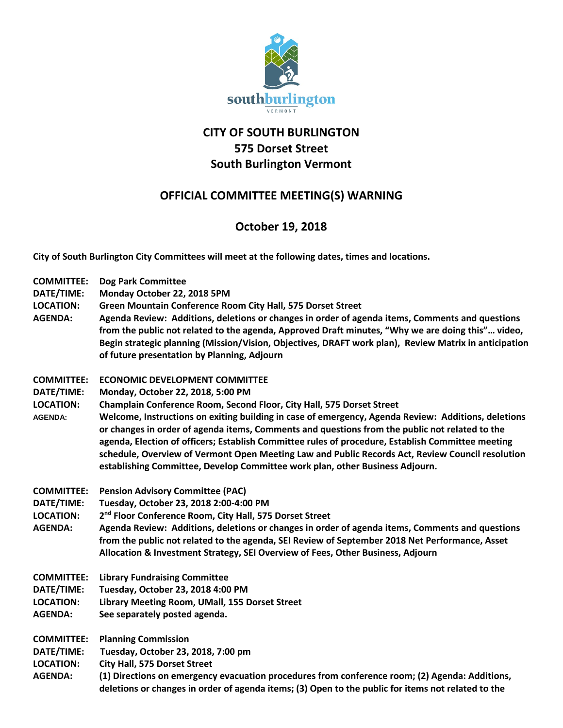# CITY OF SOUTH BURLINGTON
# 575 Dorset Street
# South Burlington Vermont

## OFFICIAL COMMITTEE MEETING(S) WARNING

## October 19, 2018

**City of South Burlington City Committees will meet at the following dates, times and locations.**

**COMMITTEE:** **Dog Park Committee**
**DATE/TIME:** **Monday October 22, 2018 5PM**
**LOCATION:** **Green Mountain Conference Room City Hall, 575 Dorset Street**
**AGENDA:** **Agenda Review: Additions, deletions or changes in order of agenda items, Comments and questions from the public not related to the agenda, Approved Draft minutes, "Why we are doing this"… video, Begin strategic planning (Mission/Vision, Objectives, DRAFT work plan), Review Matrix in anticipation of future presentation by Planning, Adjourn**

**COMMITTEE:** **ECONOMIC DEVELOPMENT COMMITTEE**
**DATE/TIME:** **Monday, October 22, 2018, 5:00 PM**
**LOCATION:** **Champlain Conference Room, Second Floor, City Hall, 575 Dorset Street**
**AGENDA:** **Welcome, Instructions on exiting building in case of emergency, Agenda Review: Additions, deletions or changes in order of agenda items, Comments and questions from the public not related to the agenda, Election of officers; Establish Committee rules of procedure, Establish Committee meeting schedule, Overview of Vermont Open Meeting Law and Public Records Act, Review Council resolution establishing Committee, Develop Committee work plan, other Business Adjourn.**

**COMMITTEE:** **Pension Advisory Committee (PAC)**
**DATE/TIME:** **Tuesday, October 23, 2018 2:00-4:00 PM**
**LOCATION:** **2nd Floor Conference Room, City Hall, 575 Dorset Street**
**AGENDA:** **Agenda Review: Additions, deletions or changes in order of agenda items, Comments and questions from the public not related to the agenda, SEI Review of September 2018 Net Performance, Asset Allocation & Investment Strategy, SEI Overview of Fees, Other Business, Adjourn**

**COMMITTEE:** **Library Fundraising Committee**
**DATE/TIME:** **Tuesday, October 23, 2018 4:00 PM**
**LOCATION:** **Library Meeting Room, UMall, 155 Dorset Street**
**AGENDA:** **See separately posted agenda.**

**COMMITTEE:** **Planning Commission**
**DATE/TIME:** **Tuesday, October 23, 2018, 7:00 pm**
**LOCATION:** **City Hall, 575 Dorset Street**
**AGENDA:** **(1) Directions on emergency evacuation procedures from conference room; (2) Agenda: Additions, deletions or changes in order of agenda items; (3) Open to the public for items not related to the**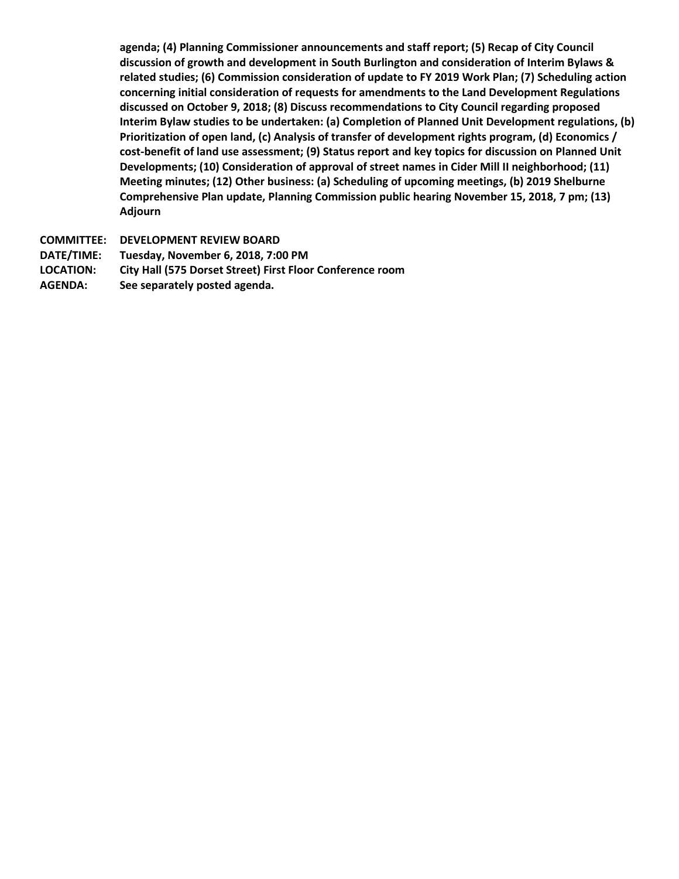**agenda; (4) Planning Commissioner announcements and staff report; (5) Recap of City Council discussion of growth and development in South Burlington and consideration of Interim Bylaws & related studies; (6) Commission consideration of update to FY 2019 Work Plan; (7) Scheduling action concerning initial consideration of requests for amendments to the Land Development Regulations discussed on October 9, 2018; (8) Discuss recommendations to City Council regarding proposed Interim Bylaw studies to be undertaken: (a) Completion of Planned Unit Development regulations, (b) Prioritization of open land, (c) Analysis of transfer of development rights program, (d) Economics / cost-benefit of land use assessment; (9) Status report and key topics for discussion on Planned Unit Developments; (10) Consideration of approval of street names in Cider Mill II neighborhood; (11) Meeting minutes; (12) Other business: (a) Scheduling of upcoming meetings, (b) 2019 Shelburne Comprehensive Plan update, Planning Commission public hearing November 15, 2018, 7 pm; (13) Adjourn**

**COMMITTEE: DEVELOPMENT REVIEW BOARD**
**DATE/TIME: Tuesday, November 6, 2018, 7:00 PM**
**LOCATION: City Hall (575 Dorset Street) First Floor Conference room**
**AGENDA: See separately posted agenda.**